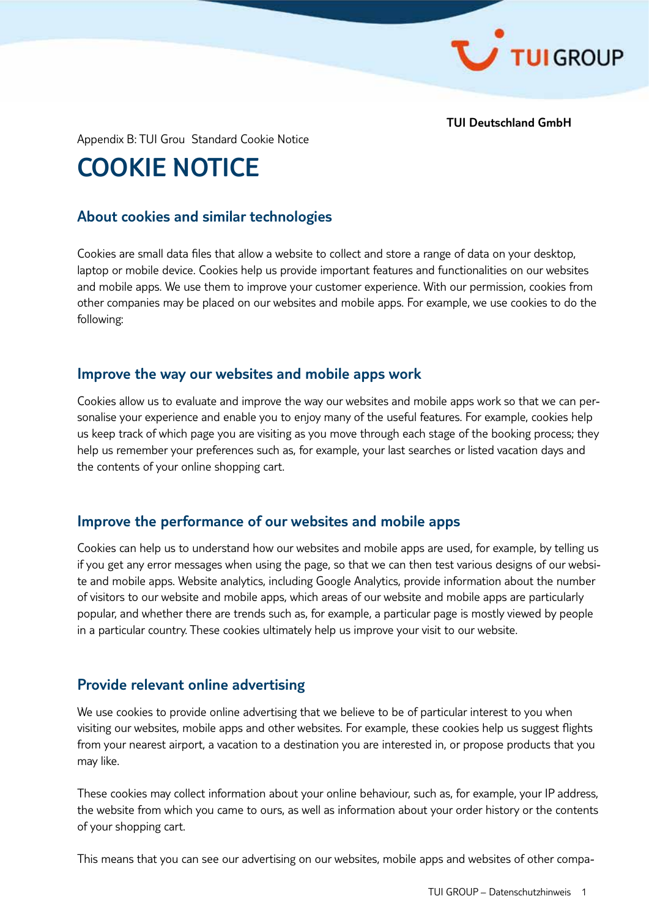**TUI Deutschland GmbH**

Appendix B: TUI Grou  Standard Cookie Notice

# COOKIE NOTICE

## About cookies and similar technologies

Cookies are small data files that allow a website to collect and store a range of data on your desktop, laptop or mobile device. Cookies help us provide important features and functionalities on our websites and mobile apps. We use them to improve your customer experience. With our permission, cookies from other companies may be placed on our websites and mobile apps. For example, we use cookies to do the following:

## Improve the way our websites and mobile apps work

Cookies allow us to evaluate and improve the way our websites and mobile apps work so that we can personalise your experience and enable you to enjoy many of the useful features. For example, cookies help us keep track of which page you are visiting as you move through each stage of the booking process; they help us remember your preferences such as, for example, your last searches or listed vacation days and the contents of your online shopping cart.

## Improve the performance of our websites and mobile apps

Cookies can help us to understand how our websites and mobile apps are used, for example, by telling us if you get any error messages when using the page, so that we can then test various designs of our website and mobile apps. Website analytics, including Google Analytics, provide information about the number of visitors to our website and mobile apps, which areas of our website and mobile apps are particularly popular, and whether there are trends such as, for example, a particular page is mostly viewed by people in a particular country. These cookies ultimately help us improve your visit to our website.

## Provide relevant online advertising

We use cookies to provide online advertising that we believe to be of particular interest to you when visiting our websites, mobile apps and other websites. For example, these cookies help us suggest flights from your nearest airport, a vacation to a destination you are interested in, or propose products that you may like.

These cookies may collect information about your online behaviour, such as, for example, your IP address, the website from which you came to ours, as well as information about your order history or the contents of your shopping cart.

This means that you can see our advertising on our websites, mobile apps and websites of other compa-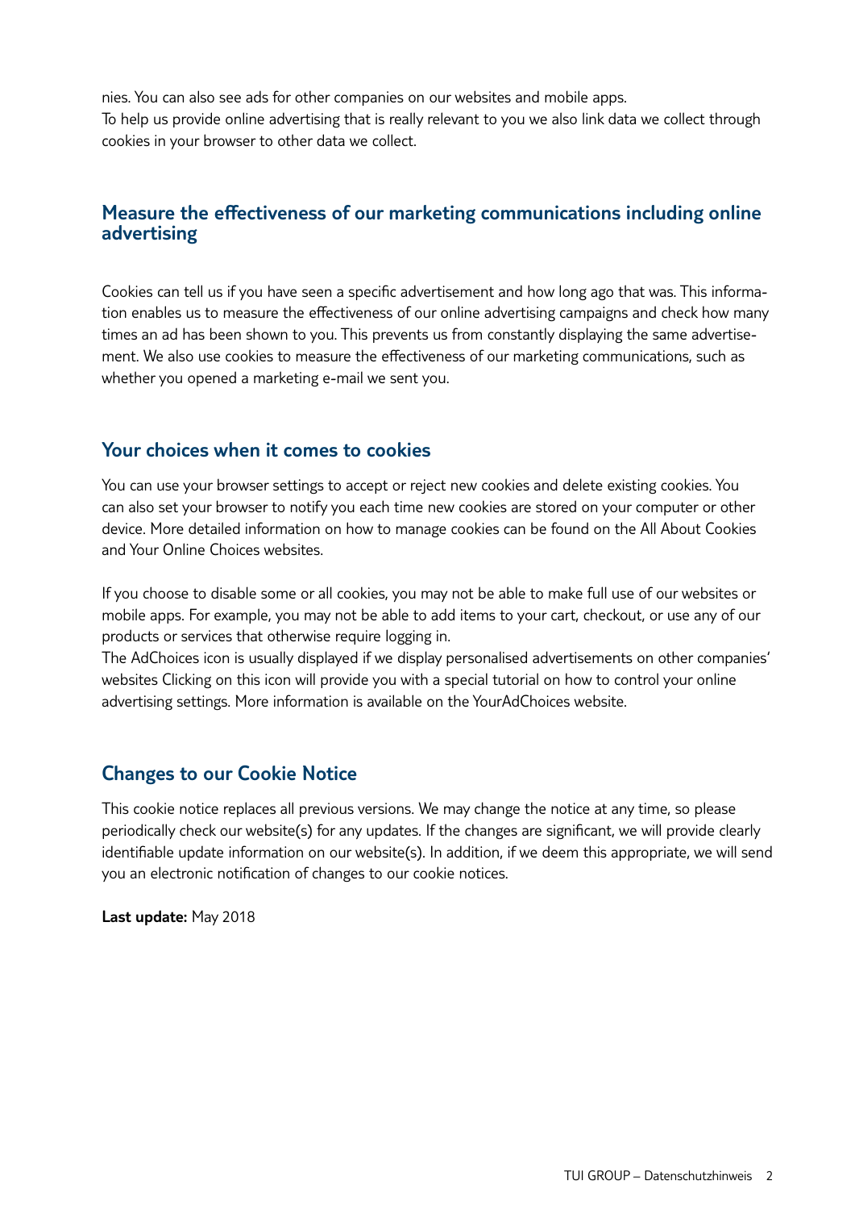nies. You can also see ads for other companies on our websites and mobile apps.
To help us provide online advertising that is really relevant to you we also link data we collect through cookies in your browser to other data we collect.

## Measure the effectiveness of our marketing communications including online advertising

Cookies can tell us if you have seen a specific advertisement and how long ago that was. This information enables us to measure the effectiveness of our online advertising campaigns and check how many times an ad has been shown to you. This prevents us from constantly displaying the same advertisement. We also use cookies to measure the effectiveness of our marketing communications, such as whether you opened a marketing e-mail we sent you.

## Your choices when it comes to cookies

You can use your browser settings to accept or reject new cookies and delete existing cookies. You can also set your browser to notify you each time new cookies are stored on your computer or other device. More detailed information on how to manage cookies can be found on the All About Cookies and Your Online Choices websites.

If you choose to disable some or all cookies, you may not be able to make full use of our websites or mobile apps. For example, you may not be able to add items to your cart, checkout, or use any of our products or services that otherwise require logging in.
The AdChoices icon is usually displayed if we display personalised advertisements on other companies' websites Clicking on this icon will provide you with a special tutorial on how to control your online advertising settings. More information is available on the YourAdChoices website.

## Changes to our Cookie Notice

This cookie notice replaces all previous versions. We may change the notice at any time, so please periodically check our website(s) for any updates. If the changes are significant, we will provide clearly identifiable update information on our website(s). In addition, if we deem this appropriate, we will send you an electronic notification of changes to our cookie notices.

**Last update:** May 2018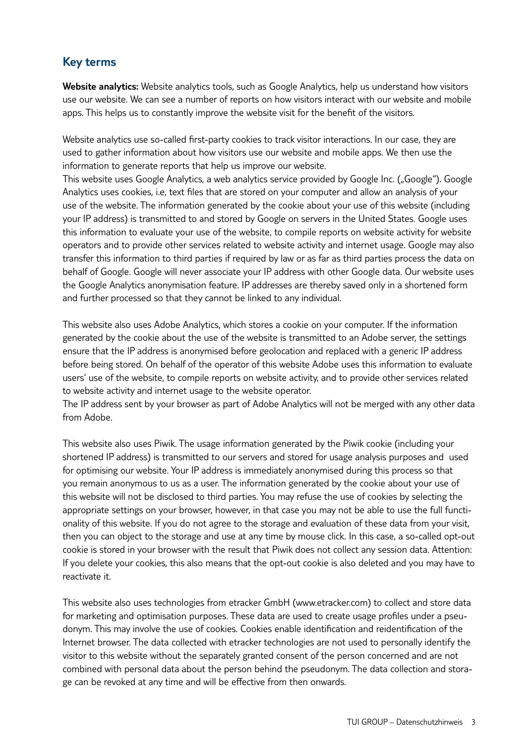## Key terms

**Website analytics:** Website analytics tools, such as Google Analytics, help us understand how visitors use our website. We can see a number of reports on how visitors interact with our website and mobile apps. This helps us to constantly improve the website visit for the benefit of the visitors.

Website analytics use so-called first-party cookies to track visitor interactions. In our case, they are used to gather information about how visitors use our website and mobile apps. We then use the information to generate reports that help us improve our website.
This website uses Google Analytics, a web analytics service provided by Google Inc. („Google"). Google Analytics uses cookies, i.e, text files that are stored on your computer and allow an analysis of your use of the website. The information generated by the cookie about your use of this website (including your IP address) is transmitted to and stored by Google on servers in the United States. Google uses this information to evaluate your use of the website, to compile reports on website activity for website operators and to provide other services related to website activity and internet usage. Google may also transfer this information to third parties if required by law or as far as third parties process the data on behalf of Google. Google will never associate your IP address with other Google data. Our website uses the Google Analytics anonymisation feature. IP addresses are thereby saved only in a shortened form and further processed so that they cannot be linked to any individual.

This website also uses Adobe Analytics, which stores a cookie on your computer. If the information generated by the cookie about the use of the website is transmitted to an Adobe server, the settings ensure that the IP address is anonymised before geolocation and replaced with a generic IP address before being stored. On behalf of the operator of this website Adobe uses this information to evaluate users' use of the website, to compile reports on website activity, and to provide other services related to website activity and internet usage to the website operator.
The IP address sent by your browser as part of Adobe Analytics will not be merged with any other data from Adobe.

This website also uses Piwik. The usage information generated by the Piwik cookie (including your shortened IP address) is transmitted to our servers and stored for usage analysis purposes and used for optimising our website. Your IP address is immediately anonymised during this process so that you remain anonymous to us as a user. The information generated by the cookie about your use of this website will not be disclosed to third parties. You may refuse the use of cookies by selecting the appropriate settings on your browser, however, in that case you may not be able to use the full functionality of this website. If you do not agree to the storage and evaluation of these data from your visit, then you can object to the storage and use at any time by mouse click. In this case, a so-called opt-out cookie is stored in your browser with the result that Piwik does not collect any session data. Attention: If you delete your cookies, this also means that the opt-out cookie is also deleted and you may have to reactivate it.

This website also uses technologies from etracker GmbH (www.etracker.com) to collect and store data for marketing and optimisation purposes. These data are used to create usage profiles under a pseudonym. This may involve the use of cookies. Cookies enable identification and reidentification of the Internet browser. The data collected with etracker technologies are not used to personally identify the visitor to this website without the separately granted consent of the person concerned and are not combined with personal data about the person behind the pseudonym. The data collection and storage can be revoked at any time and will be effective from then onwards.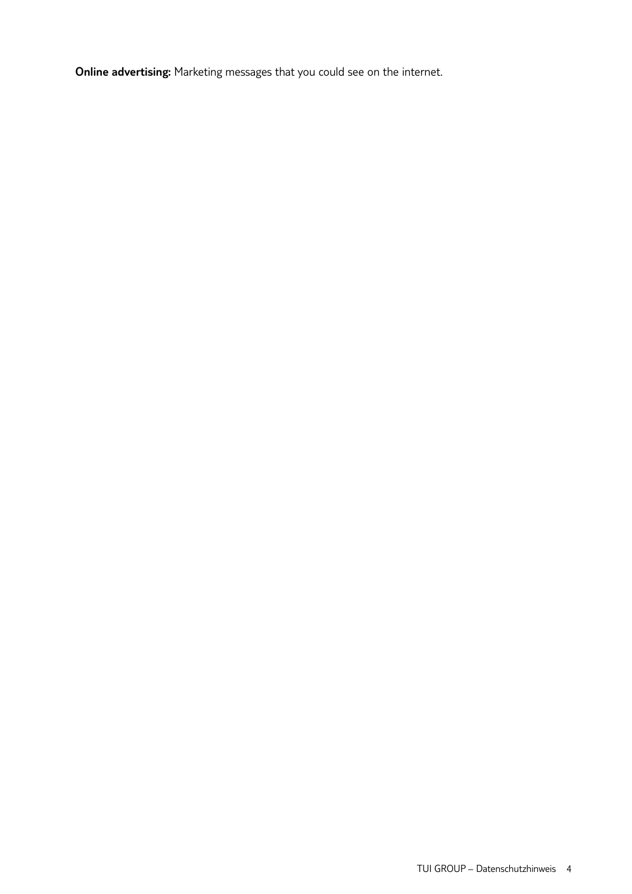**Online advertising:** Marketing messages that you could see on the internet.